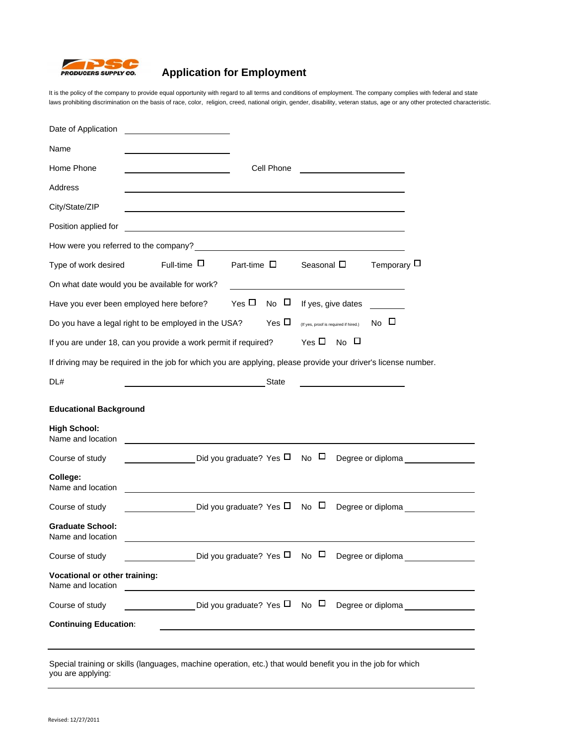PRODUCERS SUPPLY CO.

# Application for Employment

It is the policy of the company to provide equal opportunity with regard to all terms and conditions of employment. The company complies with federal and state laws prohibiting discrimination on the basis of race, color, religion, creed, national origin, gender, disability, veteran status, age or any other protected characteristic.

Date of Application ____________________

Name ____________________

Home Phone ____________________ Cell Phone ____________________

Address ________________________________________

City/State/ZIP ________________________________________

Position applied for ________________________________________

How were you referred to the company? ________________________________________

Type of work desired Full-time ☐ Part-time ☐ Seasonal ☐ Temporary ☐

On what date would you be available for work? ____________________

Have you ever been employed here before? Yes ☐ No ☐ If yes, give dates ________

Do you have a legal right to be employed in the USA? Yes ☐ (If yes, proof is required if hired.) No ☐

If you are under 18, can you provide a work permit if required? Yes ☐ No ☐

If driving may be required in the job for which you are applying, please provide your driver's license number.

DL# ____________________ State ____________________

## Educational Background

**High School:**
Name and location ________________________________________

Course of study ____________ Did you graduate? Yes ☐ No ☐ Degree or diploma ____________

**College:**
Name and location ________________________________________

Course of study ____________ Did you graduate? Yes ☐ No ☐ Degree or diploma ____________

**Graduate School:**
Name and location ________________________________________

Course of study ____________ Did you graduate? Yes ☐ No ☐ Degree or diploma ____________

**Vocational or other training:**
Name and location ________________________________________

Course of study ____________ Did you graduate? Yes ☐ No ☐ Degree or diploma ____________

**Continuing Education**: ________________________________________

________________________________________

Special training or skills (languages, machine operation, etc.) that would benefit you in the job for which you are applying:

________________________________________

Revised: 12/27/2011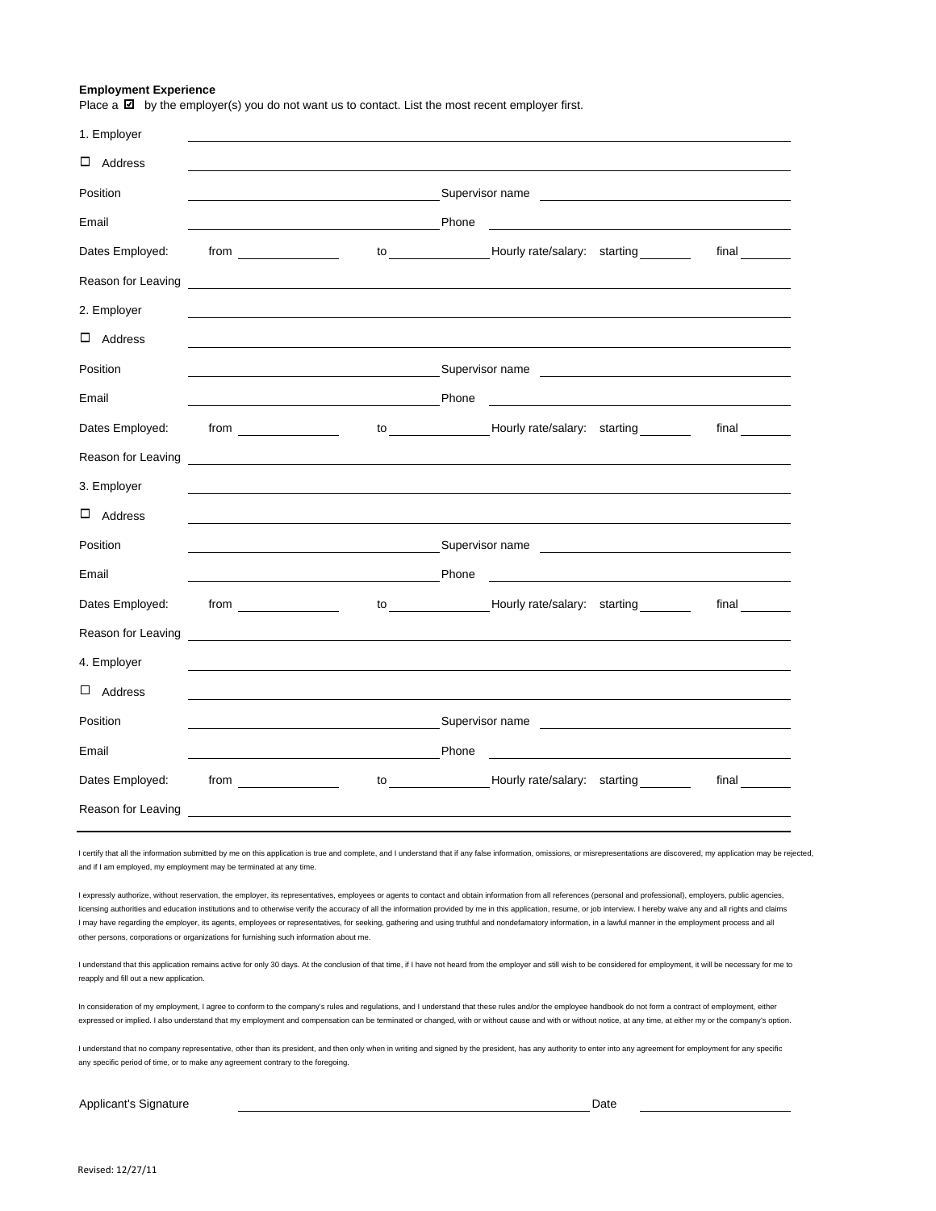**Employment Experience**

Place a ☑ by the employer(s) you do not want us to contact. List the most recent employer first.

1. Employer \_\_\_\_\_\_\_\_\_\_\_\_\_\_\_\_\_\_\_\_\_\_\_\_\_\_\_\_\_\_\_\_\_\_\_\_\_\_\_\_

☐ Address \_\_\_\_\_\_\_\_\_\_\_\_\_\_\_\_\_\_\_\_\_\_\_\_\_\_\_\_\_\_\_\_\_\_\_\_\_\_\_\_

Position \_\_\_\_\_\_\_\_\_\_\_\_\_\_\_\_\_\_\_\_ Supervisor name \_\_\_\_\_\_\_\_\_\_\_\_\_\_\_\_\_\_\_\_

Email \_\_\_\_\_\_\_\_\_\_\_\_\_\_\_\_\_\_\_\_ Phone \_\_\_\_\_\_\_\_\_\_\_\_\_\_\_\_\_\_\_\_

Dates Employed: from \_\_\_\_\_\_\_\_\_\_ to \_\_\_\_\_\_\_\_\_\_ Hourly rate/salary: starting \_\_\_\_\_\_\_\_ final \_\_\_\_\_\_\_\_

Reason for Leaving \_\_\_\_\_\_\_\_\_\_\_\_\_\_\_\_\_\_\_\_\_\_\_\_\_\_\_\_\_\_\_\_\_\_\_\_\_\_\_\_

2. Employer \_\_\_\_\_\_\_\_\_\_\_\_\_\_\_\_\_\_\_\_\_\_\_\_\_\_\_\_\_\_\_\_\_\_\_\_\_\_\_\_

☐ Address \_\_\_\_\_\_\_\_\_\_\_\_\_\_\_\_\_\_\_\_\_\_\_\_\_\_\_\_\_\_\_\_\_\_\_\_\_\_\_\_

Position \_\_\_\_\_\_\_\_\_\_\_\_\_\_\_\_\_\_\_\_ Supervisor name \_\_\_\_\_\_\_\_\_\_\_\_\_\_\_\_\_\_\_\_

Email \_\_\_\_\_\_\_\_\_\_\_\_\_\_\_\_\_\_\_\_ Phone \_\_\_\_\_\_\_\_\_\_\_\_\_\_\_\_\_\_\_\_

Dates Employed: from \_\_\_\_\_\_\_\_\_\_ to \_\_\_\_\_\_\_\_\_\_ Hourly rate/salary: starting \_\_\_\_\_\_\_\_ final \_\_\_\_\_\_\_\_

Reason for Leaving \_\_\_\_\_\_\_\_\_\_\_\_\_\_\_\_\_\_\_\_\_\_\_\_\_\_\_\_\_\_\_\_\_\_\_\_\_\_\_\_

3. Employer \_\_\_\_\_\_\_\_\_\_\_\_\_\_\_\_\_\_\_\_\_\_\_\_\_\_\_\_\_\_\_\_\_\_\_\_\_\_\_\_

☐ Address \_\_\_\_\_\_\_\_\_\_\_\_\_\_\_\_\_\_\_\_\_\_\_\_\_\_\_\_\_\_\_\_\_\_\_\_\_\_\_\_

Position \_\_\_\_\_\_\_\_\_\_\_\_\_\_\_\_\_\_\_\_ Supervisor name \_\_\_\_\_\_\_\_\_\_\_\_\_\_\_\_\_\_\_\_

Email \_\_\_\_\_\_\_\_\_\_\_\_\_\_\_\_\_\_\_\_ Phone \_\_\_\_\_\_\_\_\_\_\_\_\_\_\_\_\_\_\_\_

Dates Employed: from \_\_\_\_\_\_\_\_\_\_ to \_\_\_\_\_\_\_\_\_\_ Hourly rate/salary: starting \_\_\_\_\_\_\_\_ final \_\_\_\_\_\_\_\_

Reason for Leaving \_\_\_\_\_\_\_\_\_\_\_\_\_\_\_\_\_\_\_\_\_\_\_\_\_\_\_\_\_\_\_\_\_\_\_\_\_\_\_\_

4. Employer \_\_\_\_\_\_\_\_\_\_\_\_\_\_\_\_\_\_\_\_\_\_\_\_\_\_\_\_\_\_\_\_\_\_\_\_\_\_\_\_

☐ Address \_\_\_\_\_\_\_\_\_\_\_\_\_\_\_\_\_\_\_\_\_\_\_\_\_\_\_\_\_\_\_\_\_\_\_\_\_\_\_\_

Position \_\_\_\_\_\_\_\_\_\_\_\_\_\_\_\_\_\_\_\_ Supervisor name \_\_\_\_\_\_\_\_\_\_\_\_\_\_\_\_\_\_\_\_

Email \_\_\_\_\_\_\_\_\_\_\_\_\_\_\_\_\_\_\_\_ Phone \_\_\_\_\_\_\_\_\_\_\_\_\_\_\_\_\_\_\_\_

Dates Employed: from \_\_\_\_\_\_\_\_\_\_ to \_\_\_\_\_\_\_\_\_\_ Hourly rate/salary: starting \_\_\_\_\_\_\_\_ final \_\_\_\_\_\_\_\_

Reason for Leaving \_\_\_\_\_\_\_\_\_\_\_\_\_\_\_\_\_\_\_\_\_\_\_\_\_\_\_\_\_\_\_\_\_\_\_\_\_\_\_\_

---

I certify that all the information submitted by me on this application is true and complete, and I understand that if any false information, omissions, or misrepresentations are discovered, my application may be rejected, and if I am employed, my employment may be terminated at any time.

I expressly authorize, without reservation, the employer, its representatives, employees or agents to contact and obtain information from all references (personal and professional), employers, public agencies, licensing authorities and education institutions and to otherwise verify the accuracy of all the information provided by me in this application, resume, or job interview. I hereby waive any and all rights and claims I may have regarding the employer, its agents, employees or representatives, for seeking, gathering and using truthful and nondefamatory information, in a lawful manner in the employment process and all other persons, corporations or organizations for furnishing such information about me.

I understand that this application remains active for only 30 days. At the conclusion of that time, if I have not heard from the employer and still wish to be considered for employment, it will be necessary for me to reapply and fill out a new application.

In consideration of my employment, I agree to conform to the company's rules and regulations, and I understand that these rules and/or the employee handbook do not form a contract of employment, either expressed or implied. I also understand that my employment and compensation can be terminated or changed, with or without cause and with or without notice, at any time, at either my or the company's option.

I understand that no company representative, other than its president, and then only when in writing and signed by the president, has any authority to enter into any agreement for employment for any specific any specific period of time, or to make any agreement contrary to the foregoing.

Applicant's Signature \_\_\_\_\_\_\_\_\_\_\_\_\_\_\_\_\_\_\_\_\_\_\_\_\_\_\_\_\_\_ Date \_\_\_\_\_\_\_\_\_\_\_\_\_\_\_\_

Revised: 12/27/11